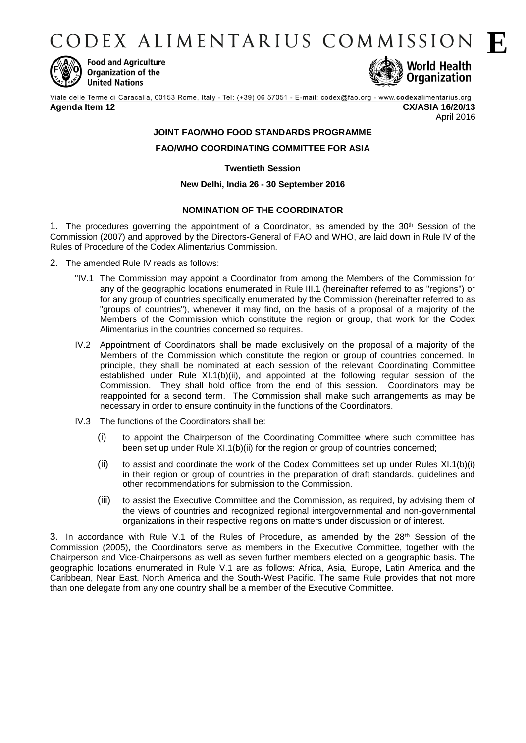# CODEX ALIMENTARIUS COMMISSION E

Food and Agriculture Organization of the United Nations

World Health Organization

Viale delle Terme di Caracalla, 00153 Rome, Italy - Tel: (+39) 06 57051 - E-mail: codex@fao.org - www.codexalimentarius.org

**Agenda Item 12** **CX/ASIA 16/20/13**

April 2016

**JOINT FAO/WHO FOOD STANDARDS PROGRAMME**

**FAO/WHO COORDINATING COMMITTEE FOR ASIA**

**Twentieth Session**

**New Delhi, India 26 - 30 September 2016**

## NOMINATION OF THE COORDINATOR

1. The procedures governing the appointment of a Coordinator, as amended by the 30th Session of the Commission (2007) and approved by the Directors-General of FAO and WHO, are laid down in Rule IV of the Rules of Procedure of the Codex Alimentarius Commission.

2. The amended Rule IV reads as follows:

"IV.1 The Commission may appoint a Coordinator from among the Members of the Commission for any of the geographic locations enumerated in Rule III.1 (hereinafter referred to as "regions") or for any group of countries specifically enumerated by the Commission (hereinafter referred to as "groups of countries"), whenever it may find, on the basis of a proposal of a majority of the Members of the Commission which constitute the region or group, that work for the Codex Alimentarius in the countries concerned so requires.

IV.2 Appointment of Coordinators shall be made exclusively on the proposal of a majority of the Members of the Commission which constitute the region or group of countries concerned. In principle, they shall be nominated at each session of the relevant Coordinating Committee established under Rule XI.1(b)(ii), and appointed at the following regular session of the Commission. They shall hold office from the end of this session. Coordinators may be reappointed for a second term. The Commission shall make such arrangements as may be necessary in order to ensure continuity in the functions of the Coordinators.

IV.3 The functions of the Coordinators shall be:

(i) to appoint the Chairperson of the Coordinating Committee where such committee has been set up under Rule XI.1(b)(ii) for the region or group of countries concerned;

(ii) to assist and coordinate the work of the Codex Committees set up under Rules XI.1(b)(i) in their region or group of countries in the preparation of draft standards, guidelines and other recommendations for submission to the Commission.

(iii) to assist the Executive Committee and the Commission, as required, by advising them of the views of countries and recognized regional intergovernmental and non-governmental organizations in their respective regions on matters under discussion or of interest.

3. In accordance with Rule V.1 of the Rules of Procedure, as amended by the 28th Session of the Commission (2005), the Coordinators serve as members in the Executive Committee, together with the Chairperson and Vice-Chairpersons as well as seven further members elected on a geographic basis. The geographic locations enumerated in Rule V.1 are as follows: Africa, Asia, Europe, Latin America and the Caribbean, Near East, North America and the South-West Pacific. The same Rule provides that not more than one delegate from any one country shall be a member of the Executive Committee.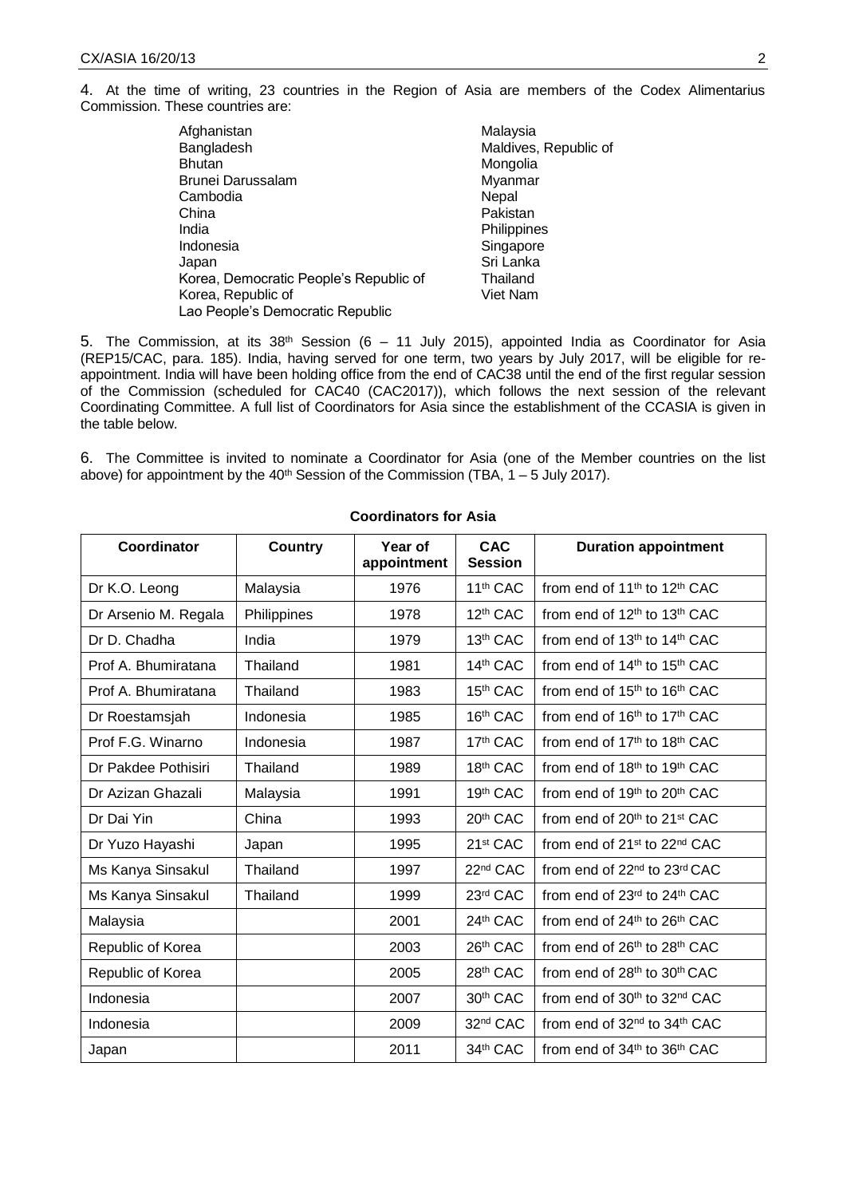4. At the time of writing, 23 countries in the Region of Asia are members of the Codex Alimentarius Commission. These countries are:

| | |
|---|---|
| Afghanistan | Malaysia |
| Bangladesh | Maldives, Republic of |
| Bhutan | Mongolia |
| Brunei Darussalam | Myanmar |
| Cambodia | Nepal |
| China | Pakistan |
| India | Philippines |
| Indonesia | Singapore |
| Japan | Sri Lanka |
| Korea, Democratic People's Republic of | Thailand |
| Korea, Republic of | Viet Nam |
| Lao People's Democratic Republic | |

5. The Commission, at its 38th Session (6 – 11 July 2015), appointed India as Coordinator for Asia (REP15/CAC, para. 185). India, having served for one term, two years by July 2017, will be eligible for re-appointment. India will have been holding office from the end of CAC38 until the end of the first regular session of the Commission (scheduled for CAC40 (CAC2017)), which follows the next session of the relevant Coordinating Committee. A full list of Coordinators for Asia since the establishment of the CCASIA is given in the table below.

6. The Committee is invited to nominate a Coordinator for Asia (one of the Member countries on the list above) for appointment by the 40th Session of the Commission (TBA, 1 – 5 July 2017).

**Coordinators for Asia**

| Coordinator | Country | Year of appointment | CAC Session | Duration appointment |
|---|---|---|---|---|
| Dr K.O. Leong | Malaysia | 1976 | 11th CAC | from end of 11th to 12th CAC |
| Dr Arsenio M. Regala | Philippines | 1978 | 12th CAC | from end of 12th to 13th CAC |
| Dr D. Chadha | India | 1979 | 13th CAC | from end of 13th to 14th CAC |
| Prof A. Bhumiratana | Thailand | 1981 | 14th CAC | from end of 14th to 15th CAC |
| Prof A. Bhumiratana | Thailand | 1983 | 15th CAC | from end of 15th to 16th CAC |
| Dr Roestamsjah | Indonesia | 1985 | 16th CAC | from end of 16th to 17th CAC |
| Prof F.G. Winarno | Indonesia | 1987 | 17th CAC | from end of 17th to 18th CAC |
| Dr Pakdee Pothisiri | Thailand | 1989 | 18th CAC | from end of 18th to 19th CAC |
| Dr Azizan Ghazali | Malaysia | 1991 | 19th CAC | from end of 19th to 20th CAC |
| Dr Dai Yin | China | 1993 | 20th CAC | from end of 20th to 21st CAC |
| Dr Yuzo Hayashi | Japan | 1995 | 21st CAC | from end of 21st to 22nd CAC |
| Ms Kanya Sinsakul | Thailand | 1997 | 22nd CAC | from end of 22nd to 23rd CAC |
| Ms Kanya Sinsakul | Thailand | 1999 | 23rd CAC | from end of 23rd to 24th CAC |
| Malaysia | | 2001 | 24th CAC | from end of 24th to 26th CAC |
| Republic of Korea | | 2003 | 26th CAC | from end of 26th to 28th CAC |
| Republic of Korea | | 2005 | 28th CAC | from end of 28th to 30th CAC |
| Indonesia | | 2007 | 30th CAC | from end of 30th to 32nd CAC |
| Indonesia | | 2009 | 32nd CAC | from end of 32nd to 34th CAC |
| Japan | | 2011 | 34th CAC | from end of 34th to 36th CAC |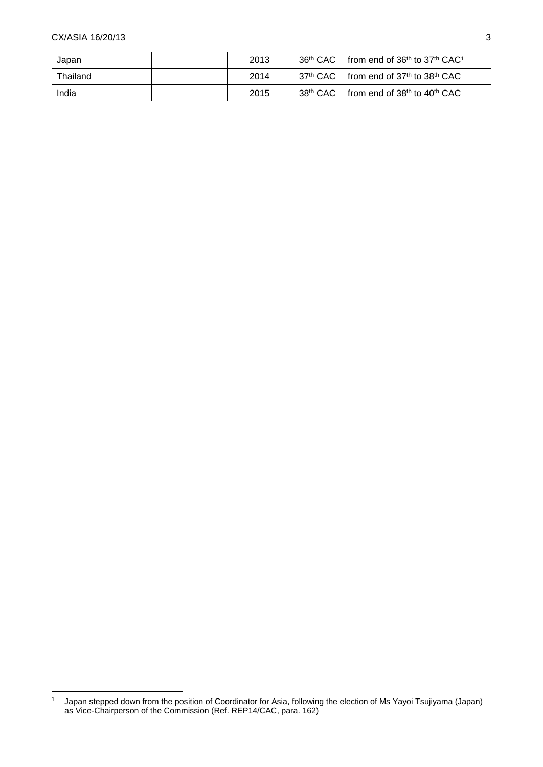| | | | | |
|---|---|---|---|---|
| Japan | | 2013 | 36th CAC | from end of 36th to 37th CAC[1] |
| Thailand | | 2014 | 37th CAC | from end of 37th to 38th CAC |
| India | | 2015 | 38th CAC | from end of 38th to 40th CAC |

[1] Japan stepped down from the position of Coordinator for Asia, following the election of Ms Yayoi Tsujiyama (Japan) as Vice-Chairperson of the Commission (Ref. REP14/CAC, para. 162)